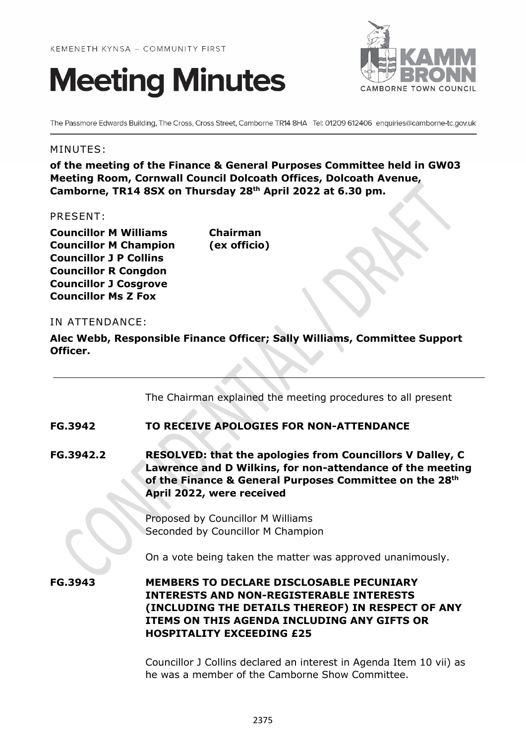KEMENETH KYNSA – COMMUNITY FIRST

# Meeting Minutes

The Passmore Edwards Building, The Cross, Cross Street, Camborne TR14 8HA Tel: 01209 612406 enquiries@camborne-tc.gov.uk

MINUTES:

**of the meeting of the Finance & General Purposes Committee held in GW03 Meeting Room, Cornwall Council Dolcoath Offices, Dolcoath Avenue, Camborne, TR14 8SX on Thursday 28th April 2022 at 6.30 pm.**

PRESENT:

| | |
|---|---|
| **Councillor M Williams** | **Chairman** |
| **Councillor M Champion** | **(ex officio)** |
| **Councillor J P Collins** | |
| **Councillor R Congdon** | |
| **Councillor J Cosgrove** | |
| **Councillor Ms Z Fox** | |

IN ATTENDANCE:

**Alec Webb, Responsible Finance Officer; Sally Williams, Committee Support Officer.**

---

The Chairman explained the meeting procedures to all present

**FG.3942 TO RECEIVE APOLOGIES FOR NON-ATTENDANCE**

**FG.3942.2 RESOLVED: that the apologies from Councillors V Dalley, C Lawrence and D Wilkins, for non-attendance of the meeting of the Finance & General Purposes Committee on the 28th April 2022, were received**

Proposed by Councillor M Williams
Seconded by Councillor M Champion

On a vote being taken the matter was approved unanimously.

**FG.3943 MEMBERS TO DECLARE DISCLOSABLE PECUNIARY INTERESTS AND NON-REGISTERABLE INTERESTS (INCLUDING THE DETAILS THEREOF) IN RESPECT OF ANY ITEMS ON THIS AGENDA INCLUDING ANY GIFTS OR HOSPITALITY EXCEEDING £25**

Councillor J Collins declared an interest in Agenda Item 10 vii) as he was a member of the Camborne Show Committee.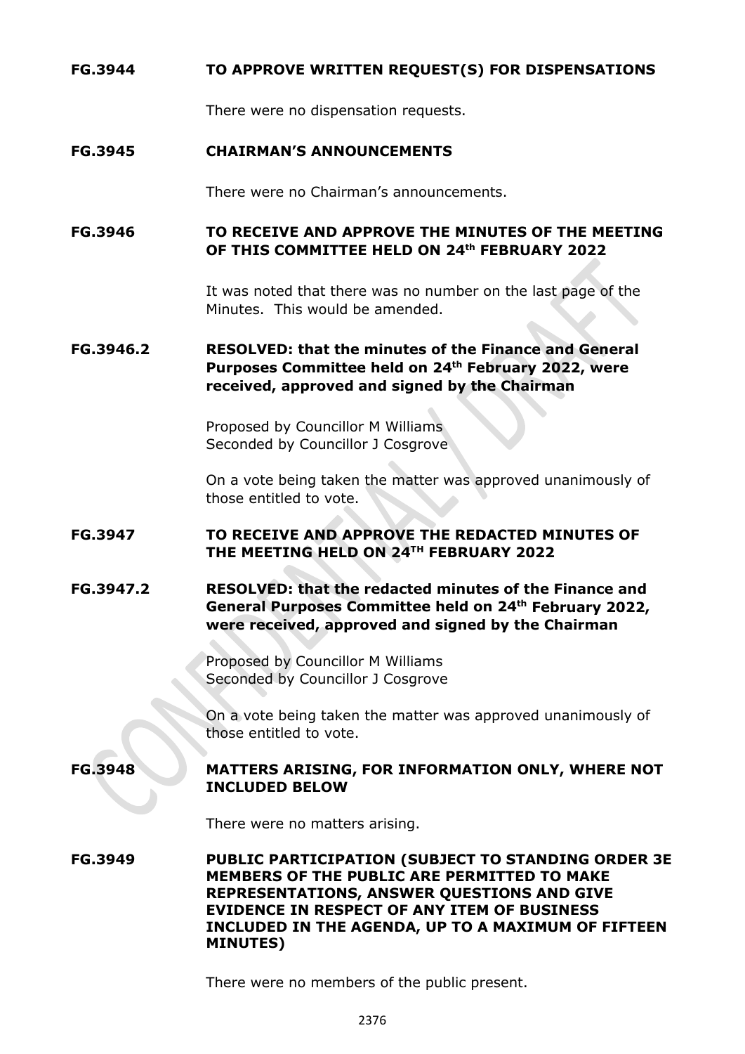**FG.3944 TO APPROVE WRITTEN REQUEST(S) FOR DISPENSATIONS**

There were no dispensation requests.

**FG.3945 CHAIRMAN'S ANNOUNCEMENTS**

There were no Chairman's announcements.

**FG.3946 TO RECEIVE AND APPROVE THE MINUTES OF THE MEETING OF THIS COMMITTEE HELD ON 24th FEBRUARY 2022**

It was noted that there was no number on the last page of the Minutes. This would be amended.

**FG.3946.2 RESOLVED: that the minutes of the Finance and General Purposes Committee held on 24th February 2022, were received, approved and signed by the Chairman**

Proposed by Councillor M Williams
Seconded by Councillor J Cosgrove

On a vote being taken the matter was approved unanimously of those entitled to vote.

**FG.3947 TO RECEIVE AND APPROVE THE REDACTED MINUTES OF THE MEETING HELD ON 24TH FEBRUARY 2022**

**FG.3947.2 RESOLVED: that the redacted minutes of the Finance and General Purposes Committee held on 24th February 2022, were received, approved and signed by the Chairman**

Proposed by Councillor M Williams
Seconded by Councillor J Cosgrove

On a vote being taken the matter was approved unanimously of those entitled to vote.

**FG.3948 MATTERS ARISING, FOR INFORMATION ONLY, WHERE NOT INCLUDED BELOW**

There were no matters arising.

**FG.3949 PUBLIC PARTICIPATION (SUBJECT TO STANDING ORDER 3E MEMBERS OF THE PUBLIC ARE PERMITTED TO MAKE REPRESENTATIONS, ANSWER QUESTIONS AND GIVE EVIDENCE IN RESPECT OF ANY ITEM OF BUSINESS INCLUDED IN THE AGENDA, UP TO A MAXIMUM OF FIFTEEN MINUTES)**

There were no members of the public present.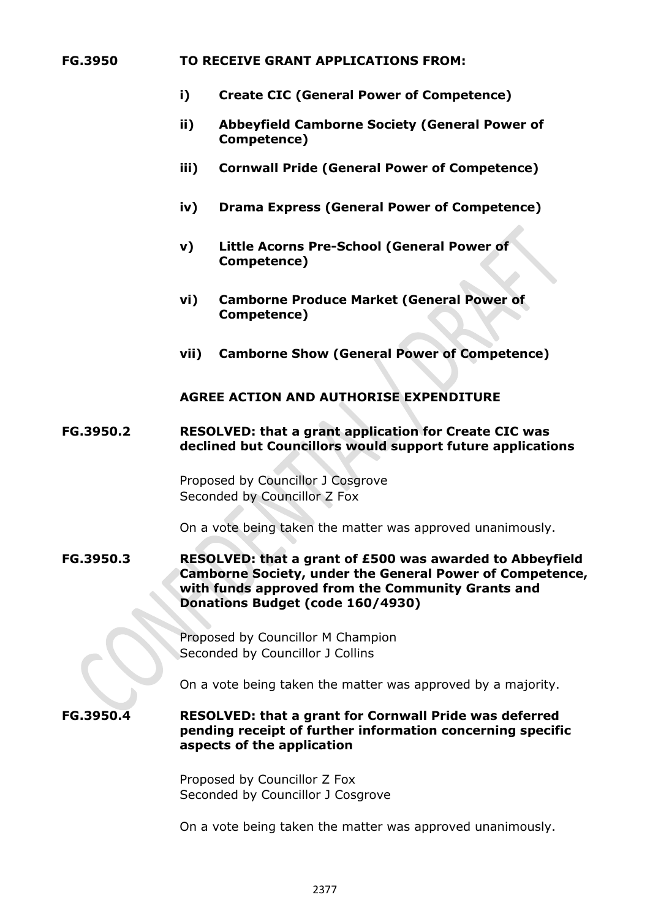**FG.3950 TO RECEIVE GRANT APPLICATIONS FROM:**

- **i) Create CIC (General Power of Competence)**
- **ii) Abbeyfield Camborne Society (General Power of Competence)**
- **iii) Cornwall Pride (General Power of Competence)**
- **iv) Drama Express (General Power of Competence)**
- **v) Little Acorns Pre-School (General Power of Competence)**
- **vi) Camborne Produce Market (General Power of Competence)**
- **vii) Camborne Show (General Power of Competence)**

**AGREE ACTION AND AUTHORISE EXPENDITURE**

**FG.3950.2 RESOLVED: that a grant application for Create CIC was declined but Councillors would support future applications**

Proposed by Councillor J Cosgrove
Seconded by Councillor Z Fox

On a vote being taken the matter was approved unanimously.

**FG.3950.3 RESOLVED: that a grant of £500 was awarded to Abbeyfield Camborne Society, under the General Power of Competence, with funds approved from the Community Grants and Donations Budget (code 160/4930)**

Proposed by Councillor M Champion
Seconded by Councillor J Collins

On a vote being taken the matter was approved by a majority.

**FG.3950.4 RESOLVED: that a grant for Cornwall Pride was deferred pending receipt of further information concerning specific aspects of the application**

Proposed by Councillor Z Fox
Seconded by Councillor J Cosgrove

On a vote being taken the matter was approved unanimously.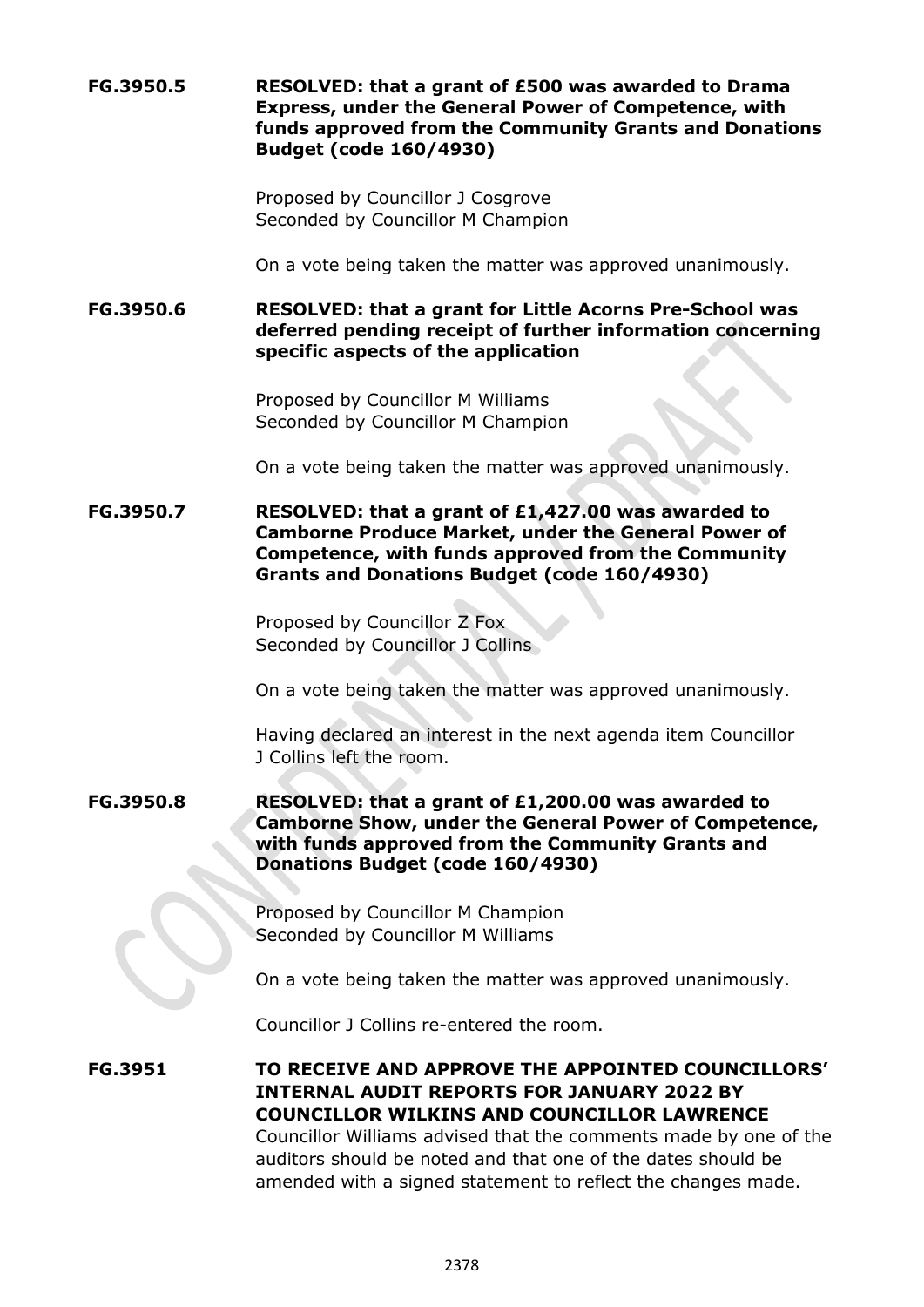**FG.3950.5** **RESOLVED: that a grant of £500 was awarded to Drama Express, under the General Power of Competence, with funds approved from the Community Grants and Donations Budget (code 160/4930)**

Proposed by Councillor J Cosgrove
Seconded by Councillor M Champion

On a vote being taken the matter was approved unanimously.

**FG.3950.6** **RESOLVED: that a grant for Little Acorns Pre-School was deferred pending receipt of further information concerning specific aspects of the application**

Proposed by Councillor M Williams
Seconded by Councillor M Champion

On a vote being taken the matter was approved unanimously.

**FG.3950.7** **RESOLVED: that a grant of £1,427.00 was awarded to Camborne Produce Market, under the General Power of Competence, with funds approved from the Community Grants and Donations Budget (code 160/4930)**

Proposed by Councillor Z Fox
Seconded by Councillor J Collins

On a vote being taken the matter was approved unanimously.

Having declared an interest in the next agenda item Councillor J Collins left the room.

**FG.3950.8** **RESOLVED: that a grant of £1,200.00 was awarded to Camborne Show, under the General Power of Competence, with funds approved from the Community Grants and Donations Budget (code 160/4930)**

Proposed by Councillor M Champion
Seconded by Councillor M Williams

On a vote being taken the matter was approved unanimously.

Councillor J Collins re-entered the room.

**FG.3951** **TO RECEIVE AND APPROVE THE APPOINTED COUNCILLORS' INTERNAL AUDIT REPORTS FOR JANUARY 2022 BY COUNCILLOR WILKINS AND COUNCILLOR LAWRENCE**

Councillor Williams advised that the comments made by one of the auditors should be noted and that one of the dates should be amended with a signed statement to reflect the changes made.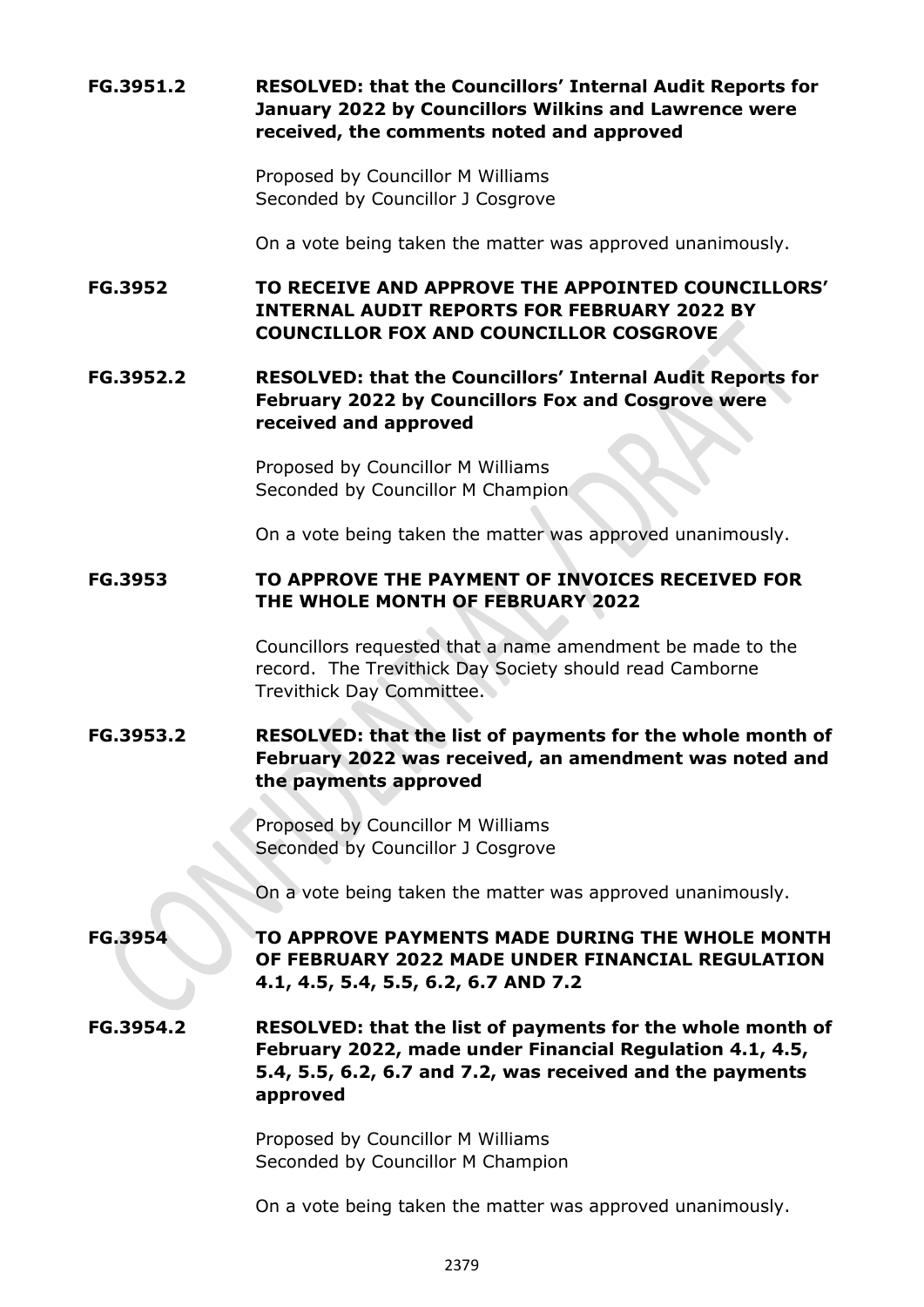**FG.3951.2 RESOLVED: that the Councillors' Internal Audit Reports for January 2022 by Councillors Wilkins and Lawrence were received, the comments noted and approved**

Proposed by Councillor M Williams
Seconded by Councillor J Cosgrove

On a vote being taken the matter was approved unanimously.

**FG.3952 TO RECEIVE AND APPROVE THE APPOINTED COUNCILLORS' INTERNAL AUDIT REPORTS FOR FEBRUARY 2022 BY COUNCILLOR FOX AND COUNCILLOR COSGROVE**

**FG.3952.2 RESOLVED: that the Councillors' Internal Audit Reports for February 2022 by Councillors Fox and Cosgrove were received and approved**

Proposed by Councillor M Williams
Seconded by Councillor M Champion

On a vote being taken the matter was approved unanimously.

**FG.3953 TO APPROVE THE PAYMENT OF INVOICES RECEIVED FOR THE WHOLE MONTH OF FEBRUARY 2022**

Councillors requested that a name amendment be made to the record. The Trevithick Day Society should read Camborne Trevithick Day Committee.

**FG.3953.2 RESOLVED: that the list of payments for the whole month of February 2022 was received, an amendment was noted and the payments approved**

Proposed by Councillor M Williams
Seconded by Councillor J Cosgrove

On a vote being taken the matter was approved unanimously.

**FG.3954 TO APPROVE PAYMENTS MADE DURING THE WHOLE MONTH OF FEBRUARY 2022 MADE UNDER FINANCIAL REGULATION 4.1, 4.5, 5.4, 5.5, 6.2, 6.7 AND 7.2**

**FG.3954.2 RESOLVED: that the list of payments for the whole month of February 2022, made under Financial Regulation 4.1, 4.5, 5.4, 5.5, 6.2, 6.7 and 7.2, was received and the payments approved**

Proposed by Councillor M Williams
Seconded by Councillor M Champion

On a vote being taken the matter was approved unanimously.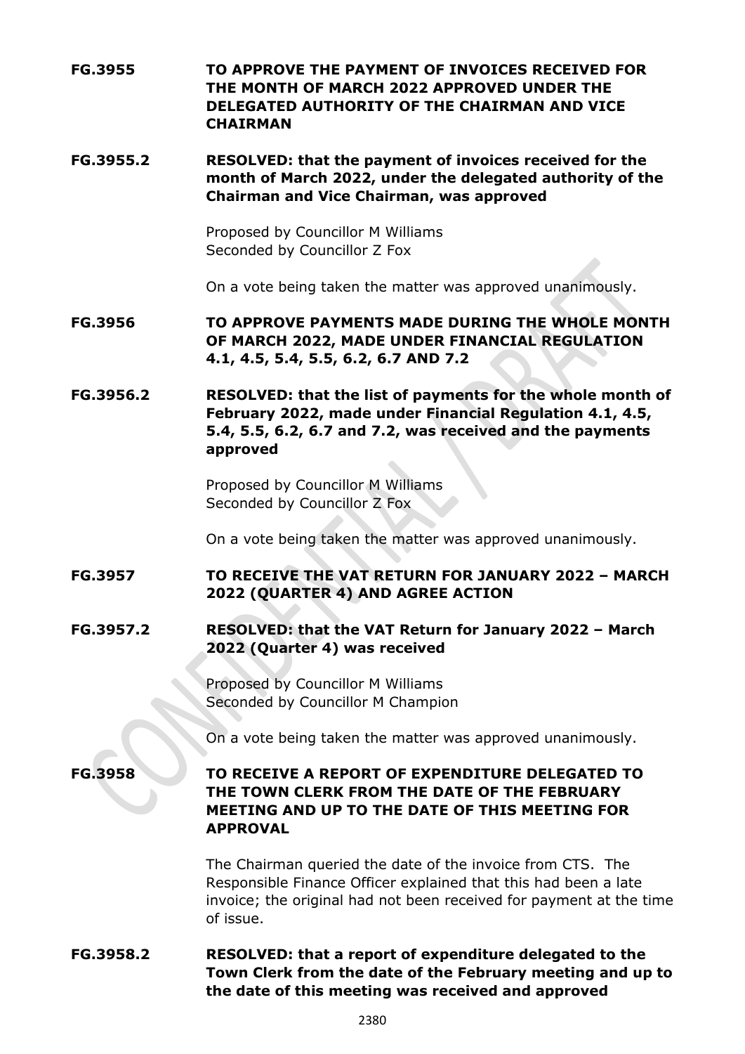**FG.3955** **TO APPROVE THE PAYMENT OF INVOICES RECEIVED FOR THE MONTH OF MARCH 2022 APPROVED UNDER THE DELEGATED AUTHORITY OF THE CHAIRMAN AND VICE CHAIRMAN**

**FG.3955.2** **RESOLVED: that the payment of invoices received for the month of March 2022, under the delegated authority of the Chairman and Vice Chairman, was approved**

Proposed by Councillor M Williams
Seconded by Councillor Z Fox

On a vote being taken the matter was approved unanimously.

**FG.3956** **TO APPROVE PAYMENTS MADE DURING THE WHOLE MONTH OF MARCH 2022, MADE UNDER FINANCIAL REGULATION 4.1, 4.5, 5.4, 5.5, 6.2, 6.7 AND 7.2**

**FG.3956.2** **RESOLVED: that the list of payments for the whole month of February 2022, made under Financial Regulation 4.1, 4.5, 5.4, 5.5, 6.2, 6.7 and 7.2, was received and the payments approved**

Proposed by Councillor M Williams
Seconded by Councillor Z Fox

On a vote being taken the matter was approved unanimously.

**FG.3957** **TO RECEIVE THE VAT RETURN FOR JANUARY 2022 – MARCH 2022 (QUARTER 4) AND AGREE ACTION**

**FG.3957.2** **RESOLVED: that the VAT Return for January 2022 – March 2022 (Quarter 4) was received**

Proposed by Councillor M Williams
Seconded by Councillor M Champion

On a vote being taken the matter was approved unanimously.

**FG.3958** **TO RECEIVE A REPORT OF EXPENDITURE DELEGATED TO THE TOWN CLERK FROM THE DATE OF THE FEBRUARY MEETING AND UP TO THE DATE OF THIS MEETING FOR APPROVAL**

The Chairman queried the date of the invoice from CTS. The Responsible Finance Officer explained that this had been a late invoice; the original had not been received for payment at the time of issue.

**FG.3958.2** **RESOLVED: that a report of expenditure delegated to the Town Clerk from the date of the February meeting and up to the date of this meeting was received and approved**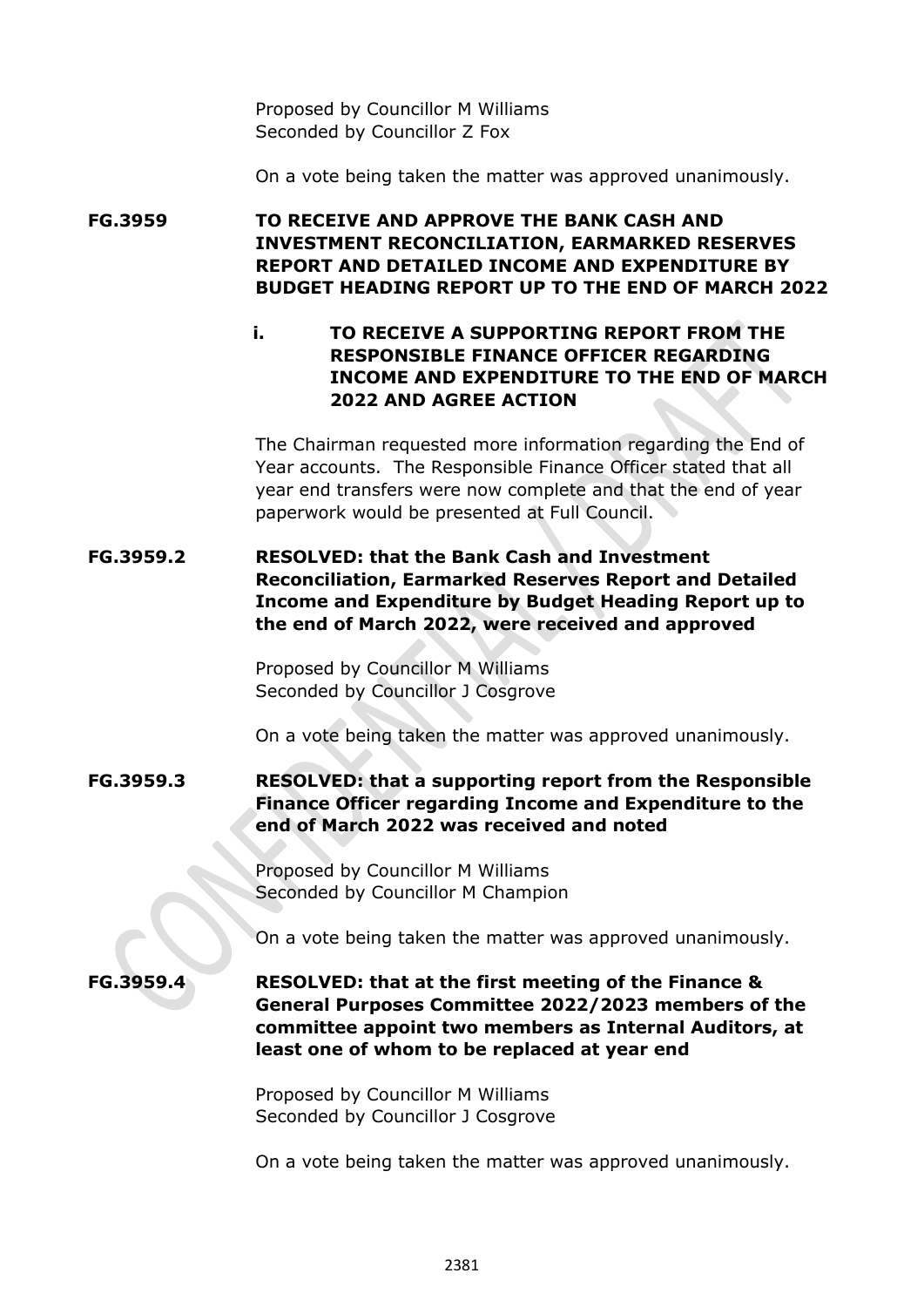Proposed by Councillor M Williams
Seconded by Councillor Z Fox

On a vote being taken the matter was approved unanimously.

**FG.3959 TO RECEIVE AND APPROVE THE BANK CASH AND INVESTMENT RECONCILIATION, EARMARKED RESERVES REPORT AND DETAILED INCOME AND EXPENDITURE BY BUDGET HEADING REPORT UP TO THE END OF MARCH 2022**

**i. TO RECEIVE A SUPPORTING REPORT FROM THE RESPONSIBLE FINANCE OFFICER REGARDING INCOME AND EXPENDITURE TO THE END OF MARCH 2022 AND AGREE ACTION**

The Chairman requested more information regarding the End of Year accounts. The Responsible Finance Officer stated that all year end transfers were now complete and that the end of year paperwork would be presented at Full Council.

**FG.3959.2 RESOLVED: that the Bank Cash and Investment Reconciliation, Earmarked Reserves Report and Detailed Income and Expenditure by Budget Heading Report up to the end of March 2022, were received and approved**

Proposed by Councillor M Williams
Seconded by Councillor J Cosgrove

On a vote being taken the matter was approved unanimously.

**FG.3959.3 RESOLVED: that a supporting report from the Responsible Finance Officer regarding Income and Expenditure to the end of March 2022 was received and noted**

Proposed by Councillor M Williams
Seconded by Councillor M Champion

On a vote being taken the matter was approved unanimously.

**FG.3959.4 RESOLVED: that at the first meeting of the Finance & General Purposes Committee 2022/2023 members of the committee appoint two members as Internal Auditors, at least one of whom to be replaced at year end**

Proposed by Councillor M Williams
Seconded by Councillor J Cosgrove

On a vote being taken the matter was approved unanimously.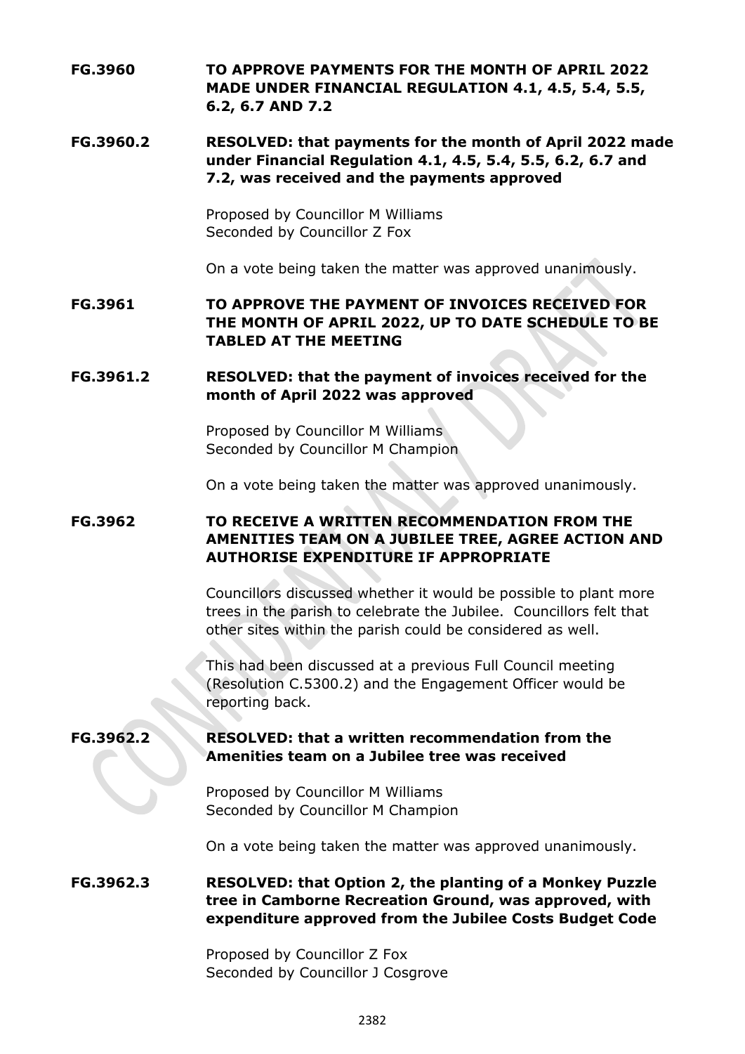**FG.3960 TO APPROVE PAYMENTS FOR THE MONTH OF APRIL 2022 MADE UNDER FINANCIAL REGULATION 4.1, 4.5, 5.4, 5.5, 6.2, 6.7 AND 7.2**

**FG.3960.2 RESOLVED: that payments for the month of April 2022 made under Financial Regulation 4.1, 4.5, 5.4, 5.5, 6.2, 6.7 and 7.2, was received and the payments approved**

Proposed by Councillor M Williams
Seconded by Councillor Z Fox

On a vote being taken the matter was approved unanimously.

**FG.3961 TO APPROVE THE PAYMENT OF INVOICES RECEIVED FOR THE MONTH OF APRIL 2022, UP TO DATE SCHEDULE TO BE TABLED AT THE MEETING**

**FG.3961.2 RESOLVED: that the payment of invoices received for the month of April 2022 was approved**

Proposed by Councillor M Williams
Seconded by Councillor M Champion

On a vote being taken the matter was approved unanimously.

**FG.3962 TO RECEIVE A WRITTEN RECOMMENDATION FROM THE AMENITIES TEAM ON A JUBILEE TREE, AGREE ACTION AND AUTHORISE EXPENDITURE IF APPROPRIATE**

Councillors discussed whether it would be possible to plant more trees in the parish to celebrate the Jubilee. Councillors felt that other sites within the parish could be considered as well.

This had been discussed at a previous Full Council meeting (Resolution C.5300.2) and the Engagement Officer would be reporting back.

**FG.3962.2 RESOLVED: that a written recommendation from the Amenities team on a Jubilee tree was received**

Proposed by Councillor M Williams
Seconded by Councillor M Champion

On a vote being taken the matter was approved unanimously.

**FG.3962.3 RESOLVED: that Option 2, the planting of a Monkey Puzzle tree in Camborne Recreation Ground, was approved, with expenditure approved from the Jubilee Costs Budget Code**

Proposed by Councillor Z Fox
Seconded by Councillor J Cosgrove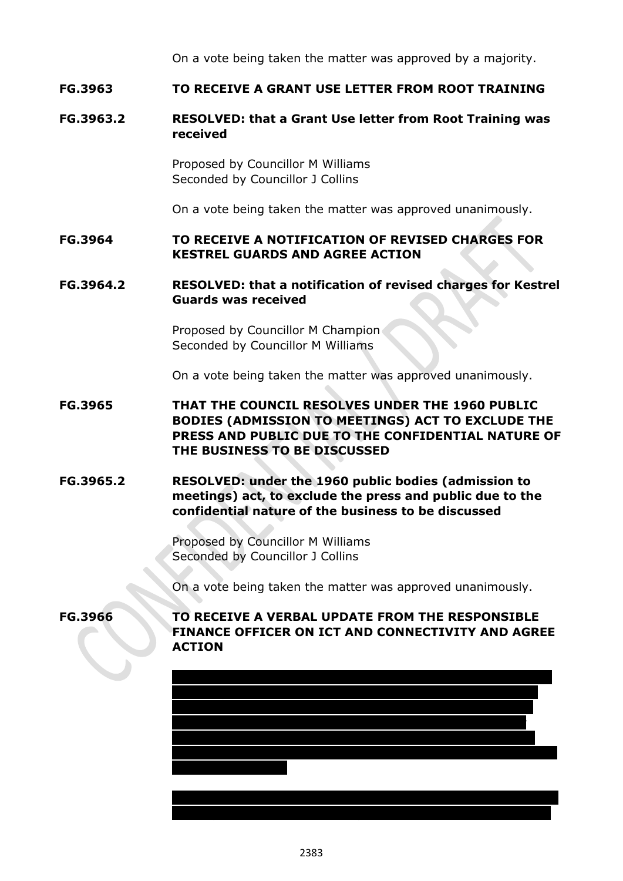On a vote being taken the matter was approved by a majority.

**FG.3963 TO RECEIVE A GRANT USE LETTER FROM ROOT TRAINING**

**FG.3963.2 RESOLVED: that a Grant Use letter from Root Training was received**

Proposed by Councillor M Williams
Seconded by Councillor J Collins

On a vote being taken the matter was approved unanimously.

**FG.3964 TO RECEIVE A NOTIFICATION OF REVISED CHARGES FOR KESTREL GUARDS AND AGREE ACTION**

**FG.3964.2 RESOLVED: that a notification of revised charges for Kestrel Guards was received**

Proposed by Councillor M Champion
Seconded by Councillor M Williams

On a vote being taken the matter was approved unanimously.

**FG.3965 THAT THE COUNCIL RESOLVES UNDER THE 1960 PUBLIC BODIES (ADMISSION TO MEETINGS) ACT TO EXCLUDE THE PRESS AND PUBLIC DUE TO THE CONFIDENTIAL NATURE OF THE BUSINESS TO BE DISCUSSED**

**FG.3965.2 RESOLVED: under the 1960 public bodies (admission to meetings) act, to exclude the press and public due to the confidential nature of the business to be discussed**

Proposed by Councillor M Williams
Seconded by Councillor J Collins

On a vote being taken the matter was approved unanimously.

**FG.3966 TO RECEIVE A VERBAL UPDATE FROM THE RESPONSIBLE FINANCE OFFICER ON ICT AND CONNECTIVITY AND AGREE ACTION**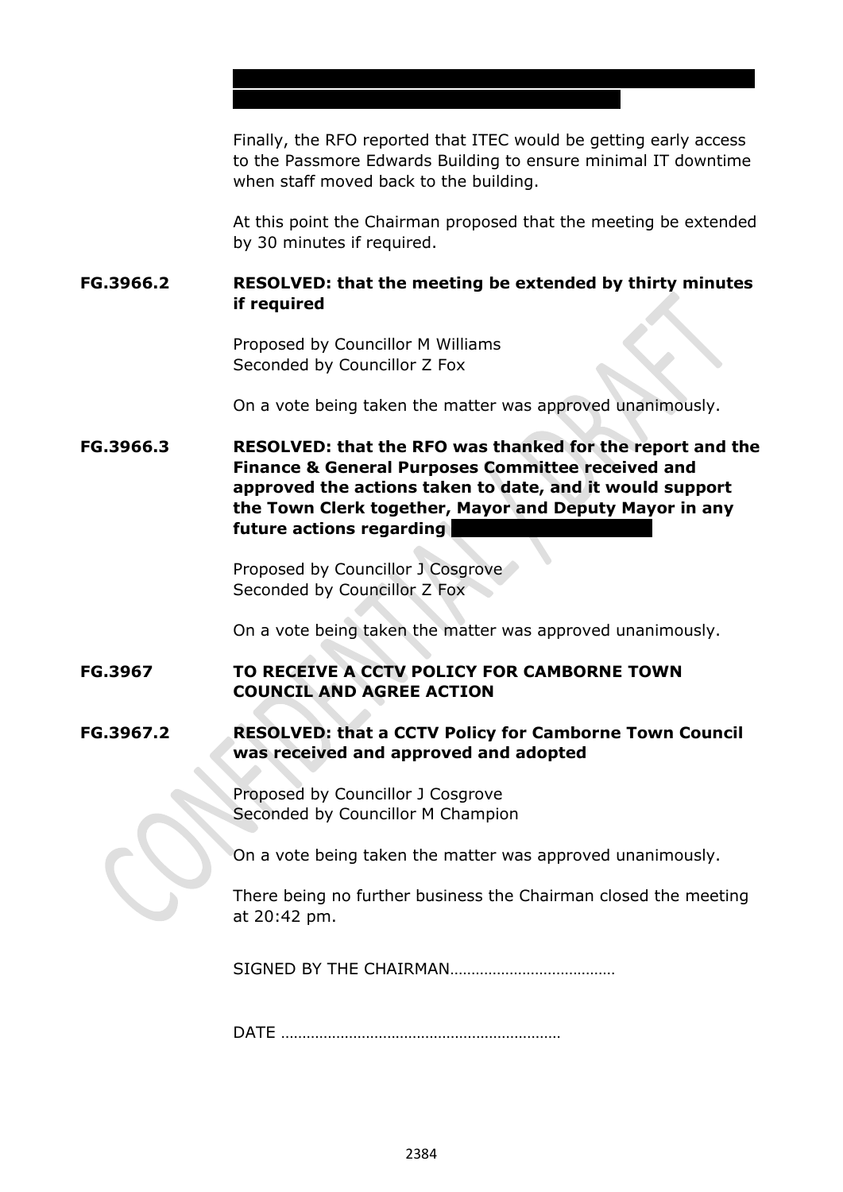Finally, the RFO reported that ITEC would be getting early access to the Passmore Edwards Building to ensure minimal IT downtime when staff moved back to the building.

At this point the Chairman proposed that the meeting be extended by 30 minutes if required.

**FG.3966.2 RESOLVED: that the meeting be extended by thirty minutes if required**

Proposed by Councillor M Williams
Seconded by Councillor Z Fox

On a vote being taken the matter was approved unanimously.

**FG.3966.3 RESOLVED: that the RFO was thanked for the report and the Finance & General Purposes Committee received and approved the actions taken to date, and it would support the Town Clerk together, Mayor and Deputy Mayor in any future actions regarding**

Proposed by Councillor J Cosgrove
Seconded by Councillor Z Fox

On a vote being taken the matter was approved unanimously.

**FG.3967 TO RECEIVE A CCTV POLICY FOR CAMBORNE TOWN COUNCIL AND AGREE ACTION**

**FG.3967.2 RESOLVED: that a CCTV Policy for Camborne Town Council was received and approved and adopted**

Proposed by Councillor J Cosgrove
Seconded by Councillor M Champion

On a vote being taken the matter was approved unanimously.

There being no further business the Chairman closed the meeting at 20:42 pm.

SIGNED BY THE CHAIRMAN………………………………

DATE ………………………………………………………